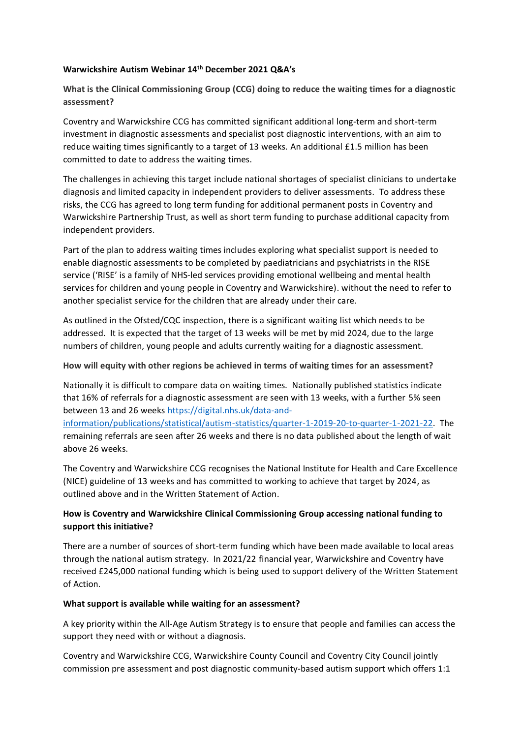**Warwickshire Autism Webinar 14th December 2021 Q&A's**

**What is the Clinical Commissioning Group (CCG) doing to reduce the waiting times for a diagnostic assessment?**

Coventry and Warwickshire CCG has committed significant additional long-term and short-term investment in diagnostic assessments and specialist post diagnostic interventions, with an aim to reduce waiting times significantly to a target of 13 weeks. An additional £1.5 million has been committed to date to address the waiting times.

The challenges in achieving this target include national shortages of specialist clinicians to undertake diagnosis and limited capacity in independent providers to deliver assessments. To address these risks, the CCG has agreed to long term funding for additional permanent posts in Coventry and Warwickshire Partnership Trust, as well as short term funding to purchase additional capacity from independent providers.

Part of the plan to address waiting times includes exploring what specialist support is needed to enable diagnostic assessments to be completed by paediatricians and psychiatrists in the RISE service ('RISE' is a family of NHS-led services providing emotional wellbeing and mental health services for children and young people in Coventry and Warwickshire). without the need to refer to another specialist service for the children that are already under their care.

As outlined in the Ofsted/CQC inspection, there is a significant waiting list which needs to be addressed. It is expected that the target of 13 weeks will be met by mid 2024, due to the large numbers of children, young people and adults currently waiting for a diagnostic assessment.

**How will equity with other regions be achieved in terms of waiting times for an assessment?**

Nationally it is difficult to compare data on waiting times. Nationally published statistics indicate that 16% of referrals for a diagnostic assessment are seen with 13 weeks, with a further 5% seen between 13 and 26 weeks https://digital.nhs.uk/data-and-information/publications/statistical/autism-statistics/quarter-1-2019-20-to-quarter-1-2021-22. The remaining referrals are seen after 26 weeks and there is no data published about the length of wait above 26 weeks.

The Coventry and Warwickshire CCG recognises the National Institute for Health and Care Excellence (NICE) guideline of 13 weeks and has committed to working to achieve that target by 2024, as outlined above and in the Written Statement of Action.

**How is Coventry and Warwickshire Clinical Commissioning Group accessing national funding to support this initiative?**

There are a number of sources of short-term funding which have been made available to local areas through the national autism strategy. In 2021/22 financial year, Warwickshire and Coventry have received £245,000 national funding which is being used to support delivery of the Written Statement of Action.

**What support is available while waiting for an assessment?**

A key priority within the All-Age Autism Strategy is to ensure that people and families can access the support they need with or without a diagnosis.

Coventry and Warwickshire CCG, Warwickshire County Council and Coventry City Council jointly commission pre assessment and post diagnostic community-based autism support which offers 1:1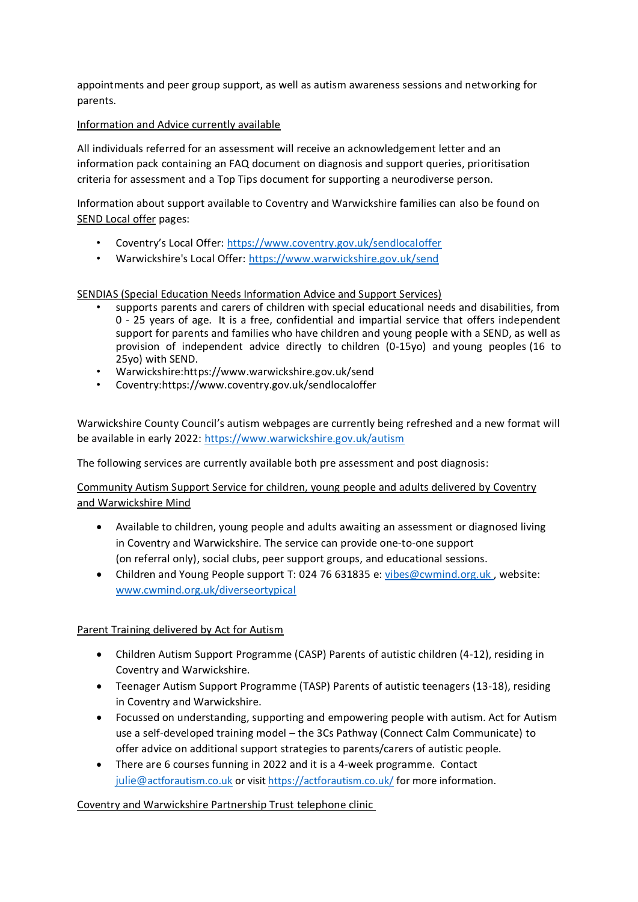appointments and peer group support, as well as autism awareness sessions and networking for parents.

Information and Advice currently available

All individuals referred for an assessment will receive an acknowledgement letter and an information pack containing an FAQ document on diagnosis and support queries, prioritisation criteria for assessment and a Top Tips document for supporting a neurodiverse person.

Information about support available to Coventry and Warwickshire families can also be found on SEND Local offer pages:

- Coventry's Local Offer: https://www.coventry.gov.uk/sendlocaloffer
- Warwickshire's Local Offer: https://www.warwickshire.gov.uk/send

SENDIAS (Special Education Needs Information Advice and Support Services)

- supports parents and carers of children with special educational needs and disabilities, from 0 - 25 years of age. It is a free, confidential and impartial service that offers independent support for parents and families who have children and young people with a SEND, as well as provision of independent advice directly to children (0-15yo) and young peoples (16 to 25yo) with SEND.
- Warwickshire:https://www.warwickshire.gov.uk/send
- Coventry:https://www.coventry.gov.uk/sendlocaloffer

Warwickshire County Council's autism webpages are currently being refreshed and a new format will be available in early 2022: https://www.warwickshire.gov.uk/autism

The following services are currently available both pre assessment and post diagnosis:

Community Autism Support Service for children, young people and adults delivered by Coventry and Warwickshire Mind

- Available to children, young people and adults awaiting an assessment or diagnosed living in Coventry and Warwickshire. The service can provide one-to-one support (on referral only), social clubs, peer support groups, and educational sessions.
- Children and Young People support T: 024 76 631835 e: vibes@cwmind.org.uk , website: www.cwmind.org.uk/diverseortypical

Parent Training delivered by Act for Autism

- Children Autism Support Programme (CASP) Parents of autistic children (4-12), residing in Coventry and Warwickshire.
- Teenager Autism Support Programme (TASP) Parents of autistic teenagers (13-18), residing in Coventry and Warwickshire.
- Focussed on understanding, supporting and empowering people with autism. Act for Autism use a self-developed training model – the 3Cs Pathway (Connect Calm Communicate) to offer advice on additional support strategies to parents/carers of autistic people.
- There are 6 courses funning in 2022 and it is a 4-week programme. Contact julie@actforautism.co.uk or visit https://actforautism.co.uk/ for more information.

Coventry and Warwickshire Partnership Trust telephone clinic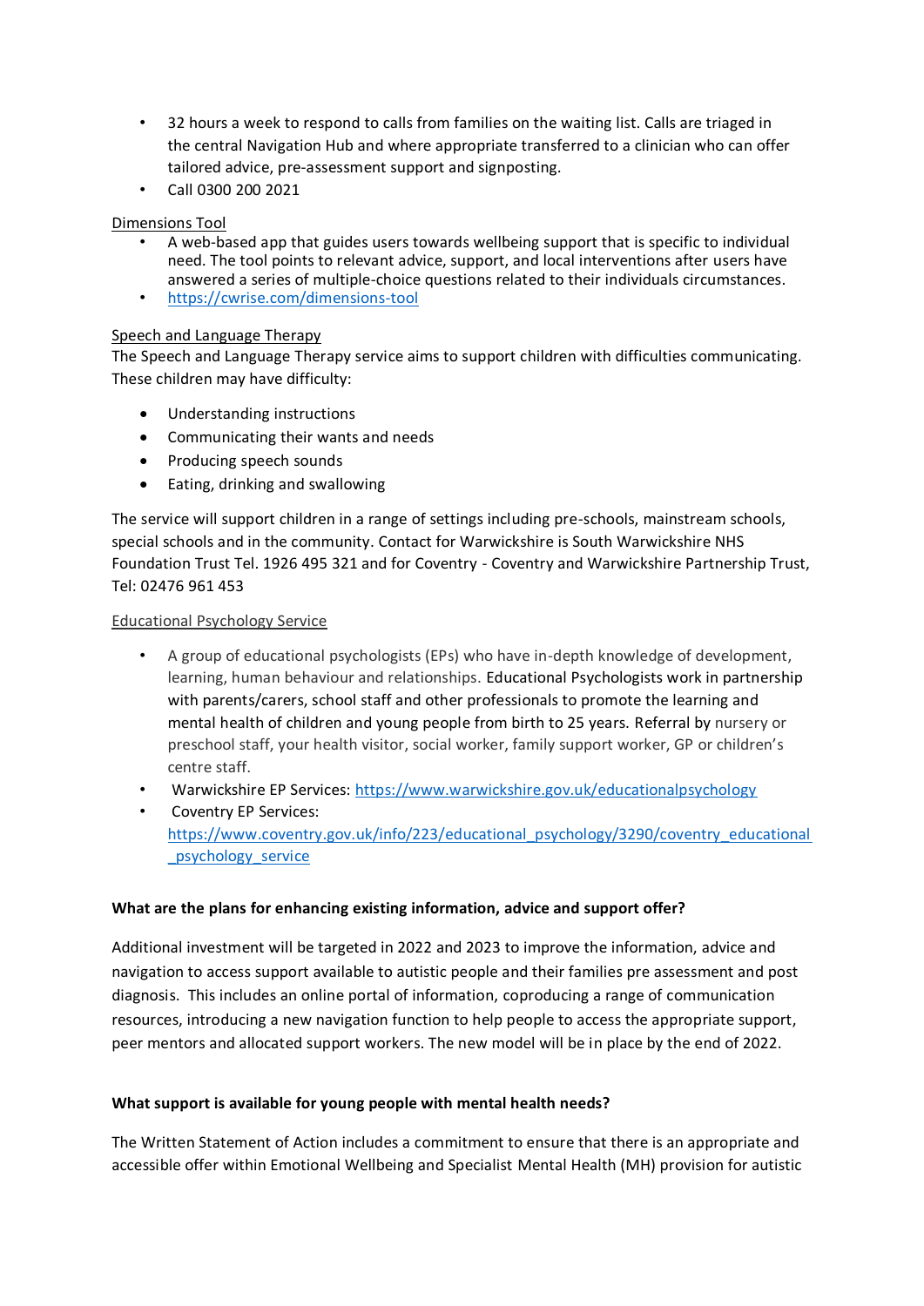- 32 hours a week to respond to calls from families on the waiting list. Calls are triaged in the central Navigation Hub and where appropriate transferred to a clinician who can offer tailored advice, pre-assessment support and signposting.
- Call 0300 200 2021

Dimensions Tool

- A web-based app that guides users towards wellbeing support that is specific to individual need. The tool points to relevant advice, support, and local interventions after users have answered a series of multiple-choice questions related to their individuals circumstances.
- https://cwrise.com/dimensions-tool

Speech and Language Therapy

The Speech and Language Therapy service aims to support children with difficulties communicating. These children may have difficulty:

- Understanding instructions
- Communicating their wants and needs
- Producing speech sounds
- Eating, drinking and swallowing

The service will support children in a range of settings including pre-schools, mainstream schools, special schools and in the community. Contact for Warwickshire is South Warwickshire NHS Foundation Trust Tel. 1926 495 321 and for Coventry - Coventry and Warwickshire Partnership Trust, Tel: 02476 961 453

Educational Psychology Service

- A group of educational psychologists (EPs) who have in-depth knowledge of development, learning, human behaviour and relationships. Educational Psychologists work in partnership with parents/carers, school staff and other professionals to promote the learning and mental health of children and young people from birth to 25 years. Referral by nursery or preschool staff, your health visitor, social worker, family support worker, GP or children's centre staff.
- Warwickshire EP Services: https://www.warwickshire.gov.uk/educationalpsychology
- Coventry EP Services: https://www.coventry.gov.uk/info/223/educational_psychology/3290/coventry_educational_psychology_service

**What are the plans for enhancing existing information, advice and support offer?**

Additional investment will be targeted in 2022 and 2023 to improve the information, advice and navigation to access support available to autistic people and their families pre assessment and post diagnosis. This includes an online portal of information, coproducing a range of communication resources, introducing a new navigation function to help people to access the appropriate support, peer mentors and allocated support workers. The new model will be in place by the end of 2022.

**What support is available for young people with mental health needs?**

The Written Statement of Action includes a commitment to ensure that there is an appropriate and accessible offer within Emotional Wellbeing and Specialist Mental Health (MH) provision for autistic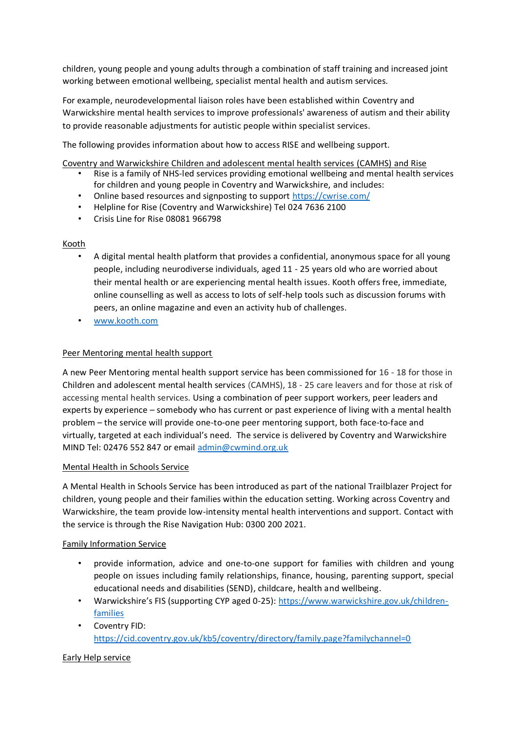children, young people and young adults through a combination of staff training and increased joint working between emotional wellbeing, specialist mental health and autism services.

For example, neurodevelopmental liaison roles have been established within Coventry and Warwickshire mental health services to improve professionals' awareness of autism and their ability to provide reasonable adjustments for autistic people within specialist services.

The following provides information about how to access RISE and wellbeing support.

Coventry and Warwickshire Children and adolescent mental health services (CAMHS) and Rise

- Rise is a family of NHS-led services providing emotional wellbeing and mental health services for children and young people in Coventry and Warwickshire, and includes:
- Online based resources and signposting to support [https://cwrise.com/](https://cwrise.com/)
- Helpline for Rise (Coventry and Warwickshire) Tel 024 7636 2100
- Crisis Line for Rise 08081 966798

Kooth

- A digital mental health platform that provides a confidential, anonymous space for all young people, including neurodiverse individuals, aged 11 - 25 years old who are worried about their mental health or are experiencing mental health issues. Kooth offers free, immediate, online counselling as well as access to lots of self-help tools such as discussion forums with peers, an online magazine and even an activity hub of challenges.
- [www.kooth.com](http://www.kooth.com)

Peer Mentoring mental health support

A new Peer Mentoring mental health support service has been commissioned for 16 - 18 for those in Children and adolescent mental health services (CAMHS), 18 - 25 care leavers and for those at risk of accessing mental health services. Using a combination of peer support workers, peer leaders and experts by experience – somebody who has current or past experience of living with a mental health problem – the service will provide one-to-one peer mentoring support, both face-to-face and virtually, targeted at each individual's need. The service is delivered by Coventry and Warwickshire MIND Tel: 02476 552 847 or email [admin@cwmind.org.uk](mailto:admin@cwmind.org.uk)

Mental Health in Schools Service

A Mental Health in Schools Service has been introduced as part of the national Trailblazer Project for children, young people and their families within the education setting. Working across Coventry and Warwickshire, the team provide low-intensity mental health interventions and support. Contact with the service is through the Rise Navigation Hub: 0300 200 2021.

Family Information Service

- provide information, advice and one-to-one support for families with children and young people on issues including family relationships, finance, housing, parenting support, special educational needs and disabilities (SEND), childcare, health and wellbeing.
- Warwickshire's FIS (supporting CYP aged 0-25): [https://www.warwickshire.gov.uk/children-families](https://www.warwickshire.gov.uk/children-families)
- Coventry FID: [https://cid.coventry.gov.uk/kb5/coventry/directory/family.page?familychannel=0](https://cid.coventry.gov.uk/kb5/coventry/directory/family.page?familychannel=0)

Early Help service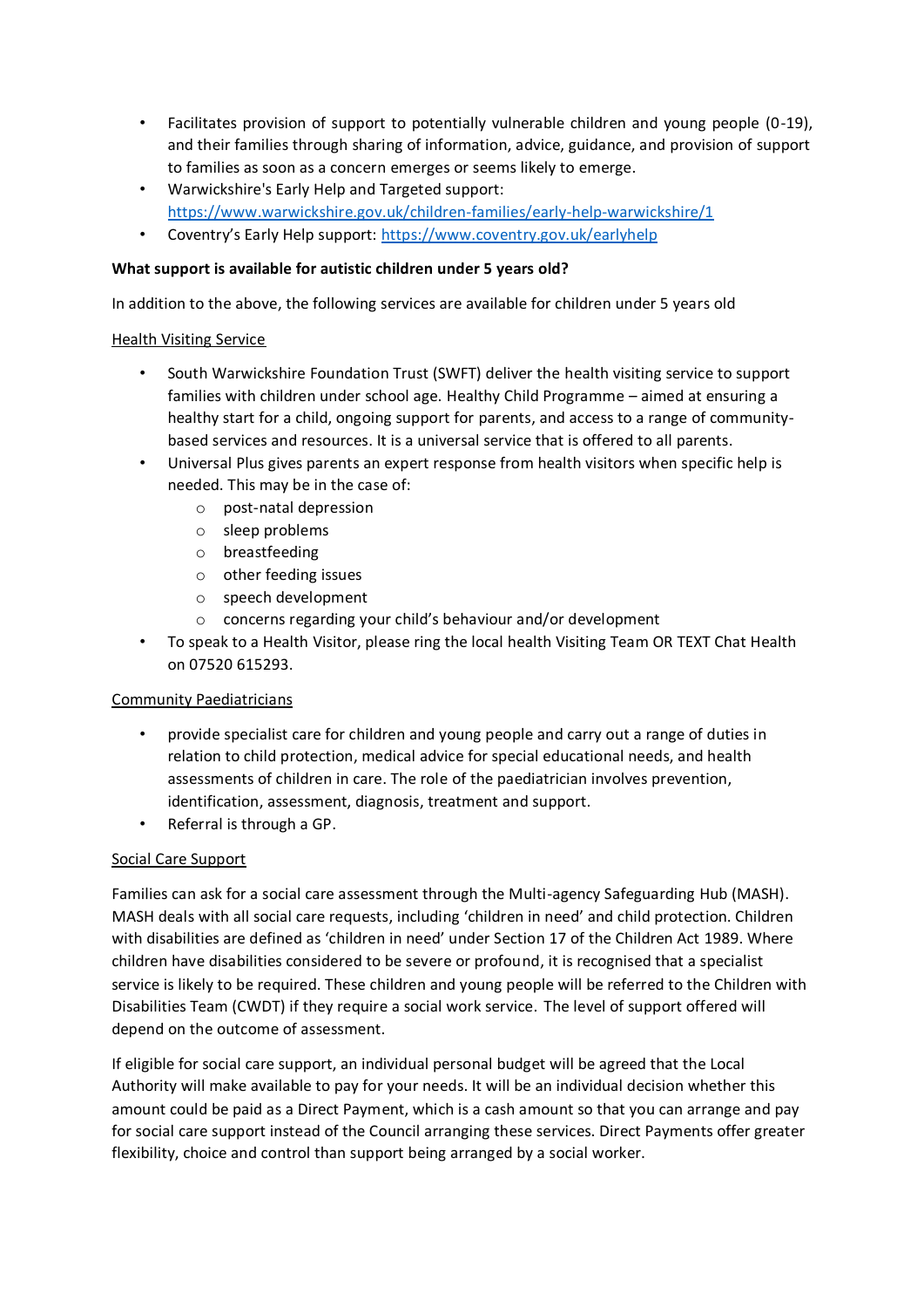- Facilitates provision of support to potentially vulnerable children and young people (0-19), and their families through sharing of information, advice, guidance, and provision of support to families as soon as a concern emerges or seems likely to emerge.
- Warwickshire's Early Help and Targeted support: [https://www.warwickshire.gov.uk/children-families/early-help-warwickshire/1](https://www.warwickshire.gov.uk/children-families/early-help-warwickshire/1)
- Coventry's Early Help support: [https://www.coventry.gov.uk/earlyhelp](https://www.coventry.gov.uk/earlyhelp)

**What support is available for autistic children under 5 years old?**

In addition to the above, the following services are available for children under 5 years old

Health Visiting Service

- South Warwickshire Foundation Trust (SWFT) deliver the health visiting service to support families with children under school age. Healthy Child Programme – aimed at ensuring a healthy start for a child, ongoing support for parents, and access to a range of community-based services and resources. It is a universal service that is offered to all parents.
- Universal Plus gives parents an expert response from health visitors when specific help is needed. This may be in the case of:
  - post-natal depression
  - sleep problems
  - breastfeeding
  - other feeding issues
  - speech development
  - concerns regarding your child's behaviour and/or development
- To speak to a Health Visitor, please ring the local health Visiting Team OR TEXT Chat Health on 07520 615293.

Community Paediatricians

- provide specialist care for children and young people and carry out a range of duties in relation to child protection, medical advice for special educational needs, and health assessments of children in care. The role of the paediatrician involves prevention, identification, assessment, diagnosis, treatment and support.
- Referral is through a GP.

Social Care Support

Families can ask for a social care assessment through the Multi-agency Safeguarding Hub (MASH). MASH deals with all social care requests, including 'children in need' and child protection. Children with disabilities are defined as 'children in need' under Section 17 of the Children Act 1989. Where children have disabilities considered to be severe or profound, it is recognised that a specialist service is likely to be required. These children and young people will be referred to the Children with Disabilities Team (CWDT) if they require a social work service. The level of support offered will depend on the outcome of assessment.

If eligible for social care support, an individual personal budget will be agreed that the Local Authority will make available to pay for your needs. It will be an individual decision whether this amount could be paid as a Direct Payment, which is a cash amount so that you can arrange and pay for social care support instead of the Council arranging these services. Direct Payments offer greater flexibility, choice and control than support being arranged by a social worker.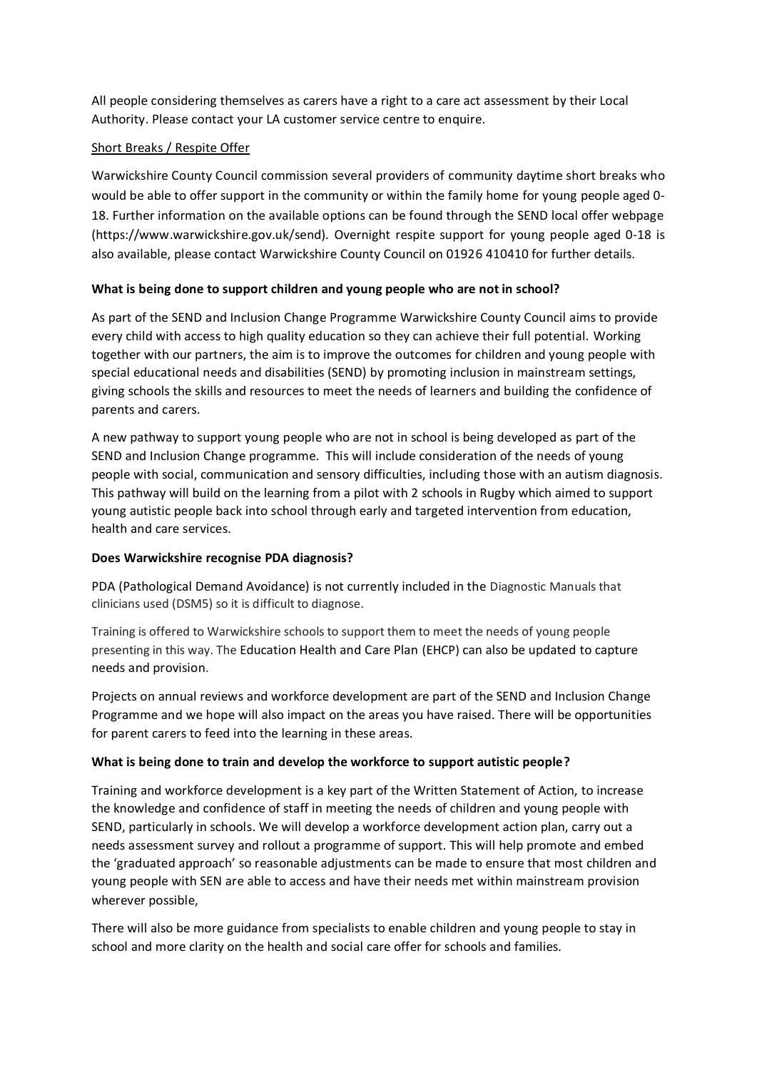All people considering themselves as carers have a right to a care act assessment by their Local Authority. Please contact your LA customer service centre to enquire.

Short Breaks / Respite Offer

Warwickshire County Council commission several providers of community daytime short breaks who would be able to offer support in the community or within the family home for young people aged 0-18. Further information on the available options can be found through the SEND local offer webpage (https://www.warwickshire.gov.uk/send). Overnight respite support for young people aged 0-18 is also available, please contact Warwickshire County Council on 01926 410410 for further details.

**What is being done to support children and young people who are not in school?**

As part of the SEND and Inclusion Change Programme Warwickshire County Council aims to provide every child with access to high quality education so they can achieve their full potential. Working together with our partners, the aim is to improve the outcomes for children and young people with special educational needs and disabilities (SEND) by promoting inclusion in mainstream settings, giving schools the skills and resources to meet the needs of learners and building the confidence of parents and carers.

A new pathway to support young people who are not in school is being developed as part of the SEND and Inclusion Change programme. This will include consideration of the needs of young people with social, communication and sensory difficulties, including those with an autism diagnosis. This pathway will build on the learning from a pilot with 2 schools in Rugby which aimed to support young autistic people back into school through early and targeted intervention from education, health and care services.

**Does Warwickshire recognise PDA diagnosis?**

PDA (Pathological Demand Avoidance) is not currently included in the Diagnostic Manuals that clinicians used (DSM5) so it is difficult to diagnose.

Training is offered to Warwickshire schools to support them to meet the needs of young people presenting in this way. The Education Health and Care Plan (EHCP) can also be updated to capture needs and provision.

Projects on annual reviews and workforce development are part of the SEND and Inclusion Change Programme and we hope will also impact on the areas you have raised. There will be opportunities for parent carers to feed into the learning in these areas.

**What is being done to train and develop the workforce to support autistic people?**

Training and workforce development is a key part of the Written Statement of Action, to increase the knowledge and confidence of staff in meeting the needs of children and young people with SEND, particularly in schools. We will develop a workforce development action plan, carry out a needs assessment survey and rollout a programme of support. This will help promote and embed the 'graduated approach' so reasonable adjustments can be made to ensure that most children and young people with SEN are able to access and have their needs met within mainstream provision wherever possible,

There will also be more guidance from specialists to enable children and young people to stay in school and more clarity on the health and social care offer for schools and families.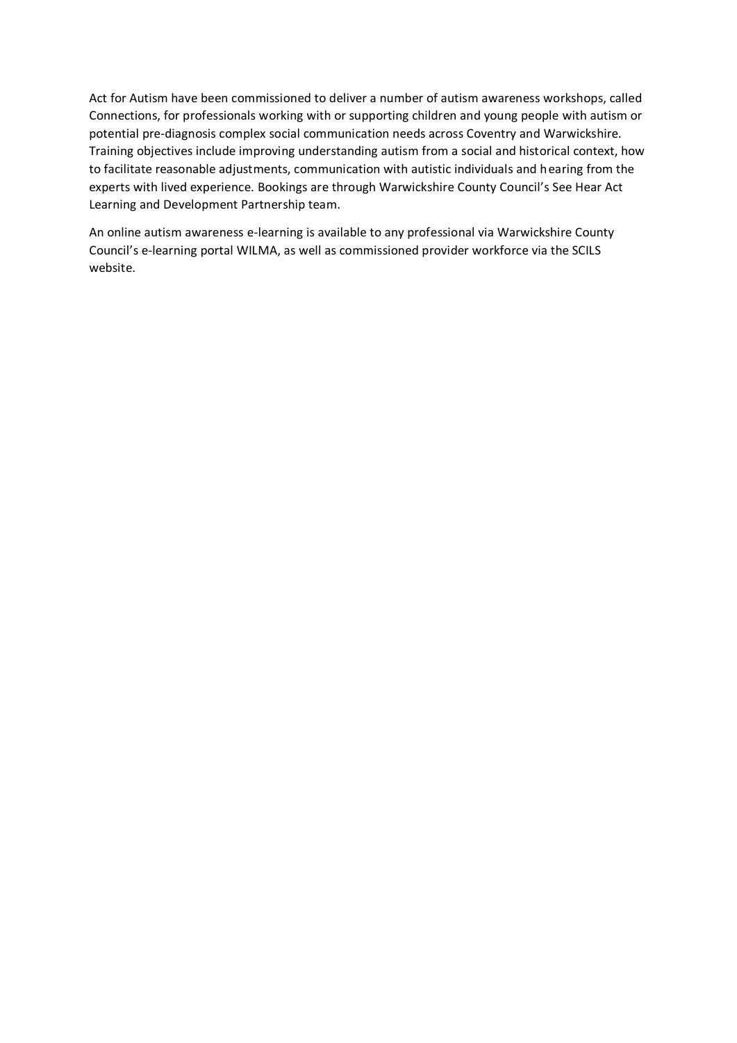Act for Autism have been commissioned to deliver a number of autism awareness workshops, called Connections, for professionals working with or supporting children and young people with autism or potential pre-diagnosis complex social communication needs across Coventry and Warwickshire. Training objectives include improving understanding autism from a social and historical context, how to facilitate reasonable adjustments, communication with autistic individuals and hearing from the experts with lived experience. Bookings are through Warwickshire County Council's See Hear Act Learning and Development Partnership team.

An online autism awareness e-learning is available to any professional via Warwickshire County Council's e-learning portal WILMA, as well as commissioned provider workforce via the SCILS website.